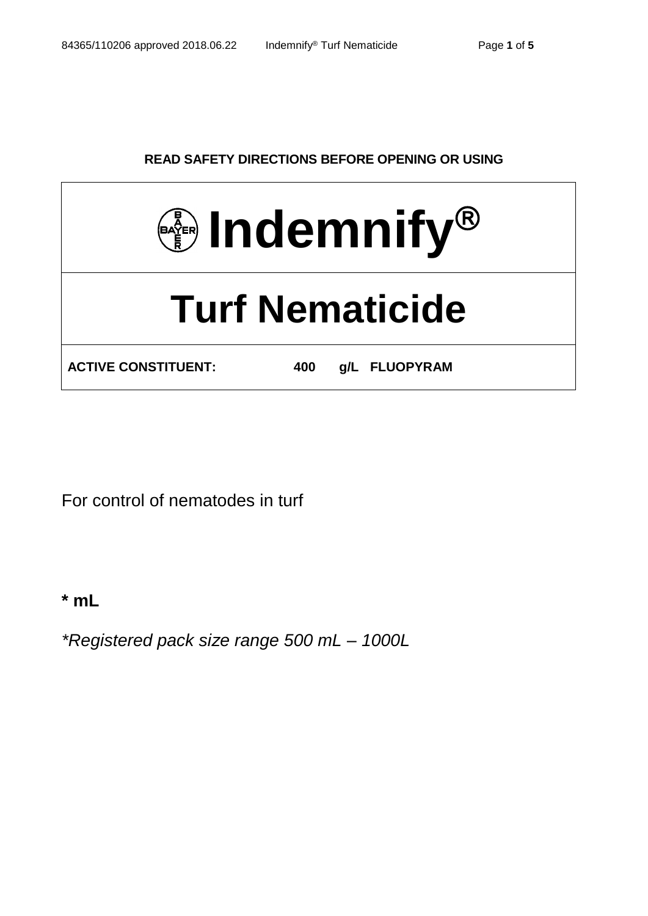**READ SAFETY DIRECTIONS BEFORE OPENING OR USING**

# Indemnify®

# Turf Nematicide

**ACTIVE CONSTITUENT: 400 g/L FLUOPYRAM**

For control of nematodes in turf

**\* mL**

*\*Registered pack size range 500 mL – 1000L*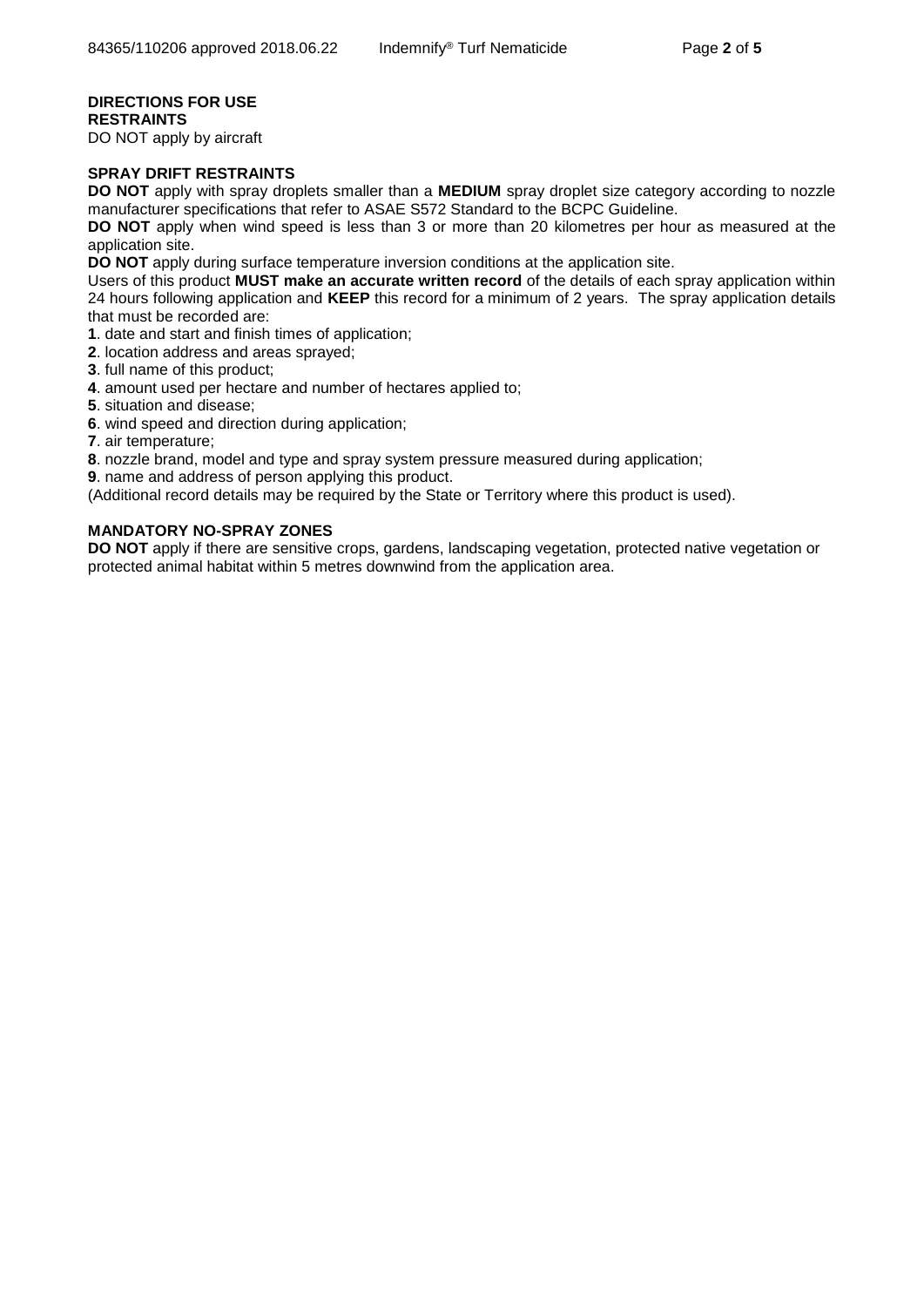## DIRECTIONS FOR USE

### RESTRAINTS

DO NOT apply by aircraft

### SPRAY DRIFT RESTRAINTS

**DO NOT** apply with spray droplets smaller than a **MEDIUM** spray droplet size category according to nozzle manufacturer specifications that refer to ASAE S572 Standard to the BCPC Guideline.

**DO NOT** apply when wind speed is less than 3 or more than 20 kilometres per hour as measured at the application site.

**DO NOT** apply during surface temperature inversion conditions at the application site.

Users of this product **MUST make an accurate written record** of the details of each spray application within 24 hours following application and **KEEP** this record for a minimum of 2 years. The spray application details that must be recorded are:

**1**. date and start and finish times of application;
**2**. location address and areas sprayed;
**3**. full name of this product;
**4**. amount used per hectare and number of hectares applied to;
**5**. situation and disease;
**6**. wind speed and direction during application;
**7**. air temperature;
**8**. nozzle brand, model and type and spray system pressure measured during application;
**9**. name and address of person applying this product.

(Additional record details may be required by the State or Territory where this product is used).

### MANDATORY NO-SPRAY ZONES

**DO NOT** apply if there are sensitive crops, gardens, landscaping vegetation, protected native vegetation or protected animal habitat within 5 metres downwind from the application area.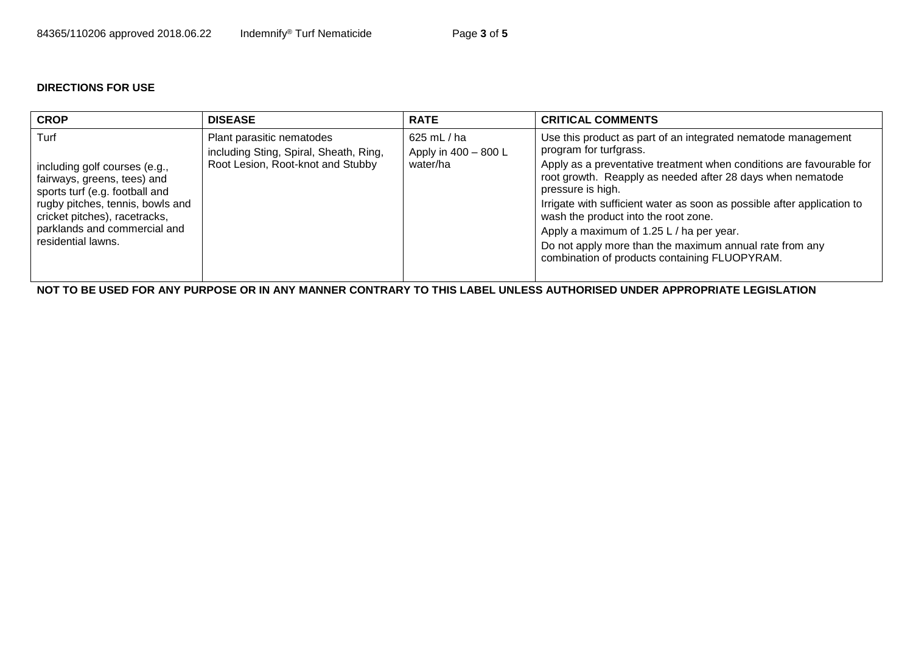**DIRECTIONS FOR USE**

| CROP | DISEASE | RATE | CRITICAL COMMENTS |
|---|---|---|---|
| Turf<br><br>including golf courses (e.g., fairways, greens, tees) and sports turf (e.g. football and rugby pitches, tennis, bowls and cricket pitches), racetracks, parklands and commercial and residential lawns. | Plant parasitic nematodes including Sting, Spiral, Sheath, Ring, Root Lesion, Root-knot and Stubby | 625 mL / ha<br>Apply in 400 – 800 L water/ha | Use this product as part of an integrated nematode management program for turfgrass.<br>Apply as a preventative treatment when conditions are favourable for root growth. Reapply as needed after 28 days when nematode pressure is high.<br>Irrigate with sufficient water as soon as possible after application to wash the product into the root zone.<br>Apply a maximum of 1.25 L / ha per year.<br>Do not apply more than the maximum annual rate from any combination of products containing FLUOPYRAM. |

**NOT TO BE USED FOR ANY PURPOSE OR IN ANY MANNER CONTRARY TO THIS LABEL UNLESS AUTHORISED UNDER APPROPRIATE LEGISLATION**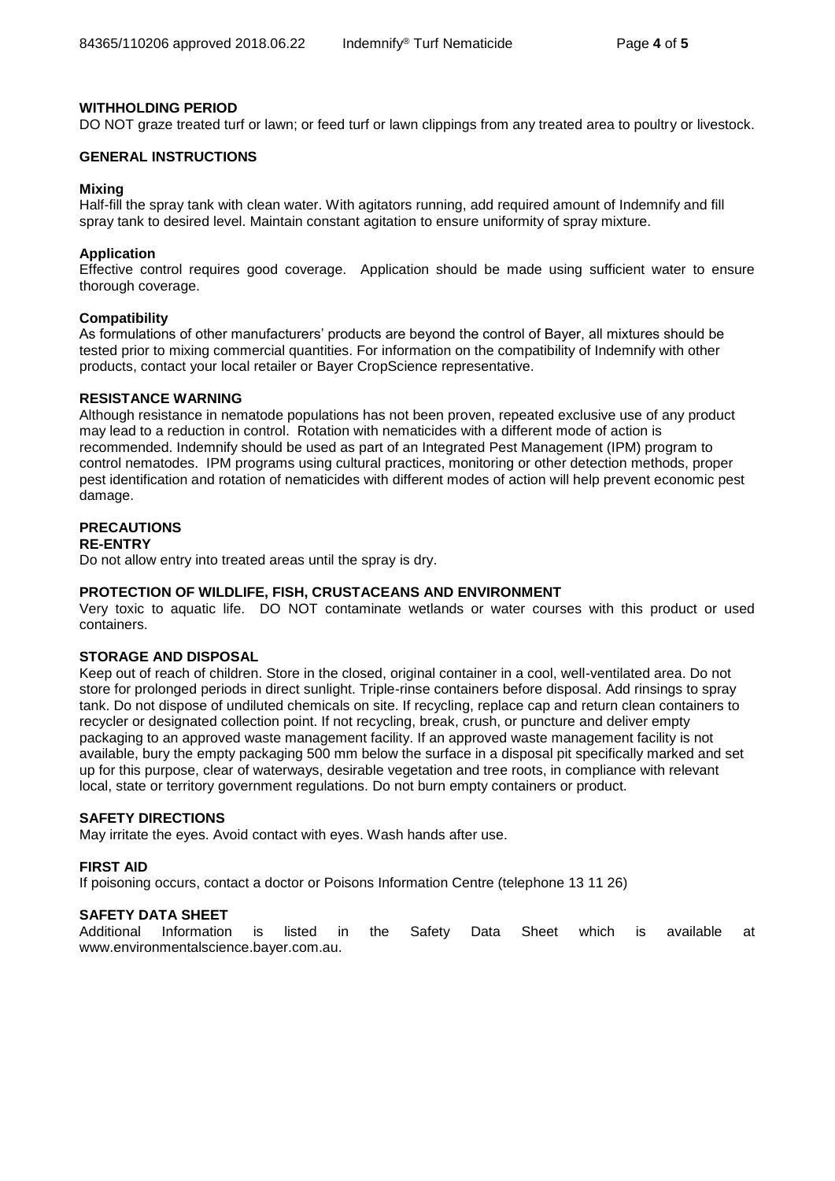## WITHHOLDING PERIOD

DO NOT graze treated turf or lawn; or feed turf or lawn clippings from any treated area to poultry or livestock.

## GENERAL INSTRUCTIONS

### Mixing

Half-fill the spray tank with clean water. With agitators running, add required amount of Indemnify and fill spray tank to desired level. Maintain constant agitation to ensure uniformity of spray mixture.

### Application

Effective control requires good coverage. Application should be made using sufficient water to ensure thorough coverage.

### Compatibility

As formulations of other manufacturers' products are beyond the control of Bayer, all mixtures should be tested prior to mixing commercial quantities. For information on the compatibility of Indemnify with other products, contact your local retailer or Bayer CropScience representative.

## RESISTANCE WARNING

Although resistance in nematode populations has not been proven, repeated exclusive use of any product may lead to a reduction in control. Rotation with nematicides with a different mode of action is recommended. Indemnify should be used as part of an Integrated Pest Management (IPM) program to control nematodes. IPM programs using cultural practices, monitoring or other detection methods, proper pest identification and rotation of nematicides with different modes of action will help prevent economic pest damage.

## PRECAUTIONS

### RE-ENTRY

Do not allow entry into treated areas until the spray is dry.

## PROTECTION OF WILDLIFE, FISH, CRUSTACEANS AND ENVIRONMENT

Very toxic to aquatic life. DO NOT contaminate wetlands or water courses with this product or used containers.

## STORAGE AND DISPOSAL

Keep out of reach of children. Store in the closed, original container in a cool, well-ventilated area. Do not store for prolonged periods in direct sunlight. Triple-rinse containers before disposal. Add rinsings to spray tank. Do not dispose of undiluted chemicals on site. If recycling, replace cap and return clean containers to recycler or designated collection point. If not recycling, break, crush, or puncture and deliver empty packaging to an approved waste management facility. If an approved waste management facility is not available, bury the empty packaging 500 mm below the surface in a disposal pit specifically marked and set up for this purpose, clear of waterways, desirable vegetation and tree roots, in compliance with relevant local, state or territory government regulations. Do not burn empty containers or product.

## SAFETY DIRECTIONS

May irritate the eyes. Avoid contact with eyes. Wash hands after use.

## FIRST AID

If poisoning occurs, contact a doctor or Poisons Information Centre (telephone 13 11 26)

## SAFETY DATA SHEET

Additional Information is listed in the Safety Data Sheet which is available at www.environmentalscience.bayer.com.au.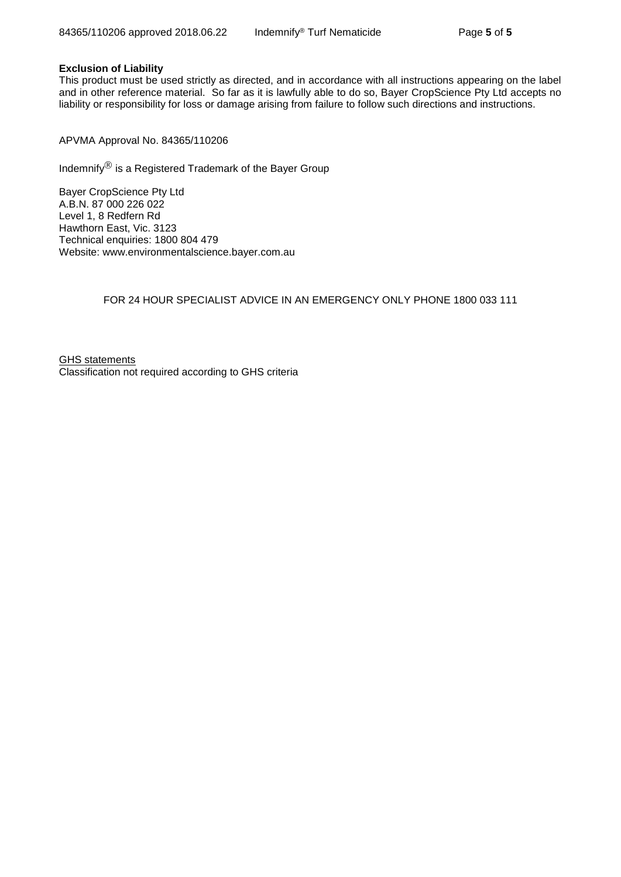**Exclusion of Liability**

This product must be used strictly as directed, and in accordance with all instructions appearing on the label and in other reference material. So far as it is lawfully able to do so, Bayer CropScience Pty Ltd accepts no liability or responsibility for loss or damage arising from failure to follow such directions and instructions.

APVMA Approval No. 84365/110206

Indemnify® is a Registered Trademark of the Bayer Group

Bayer CropScience Pty Ltd
A.B.N. 87 000 226 022
Level 1, 8 Redfern Rd
Hawthorn East, Vic. 3123
Technical enquiries: 1800 804 479
Website: www.environmentalscience.bayer.com.au

FOR 24 HOUR SPECIALIST ADVICE IN AN EMERGENCY ONLY PHONE 1800 033 111

GHS statements
Classification not required according to GHS criteria